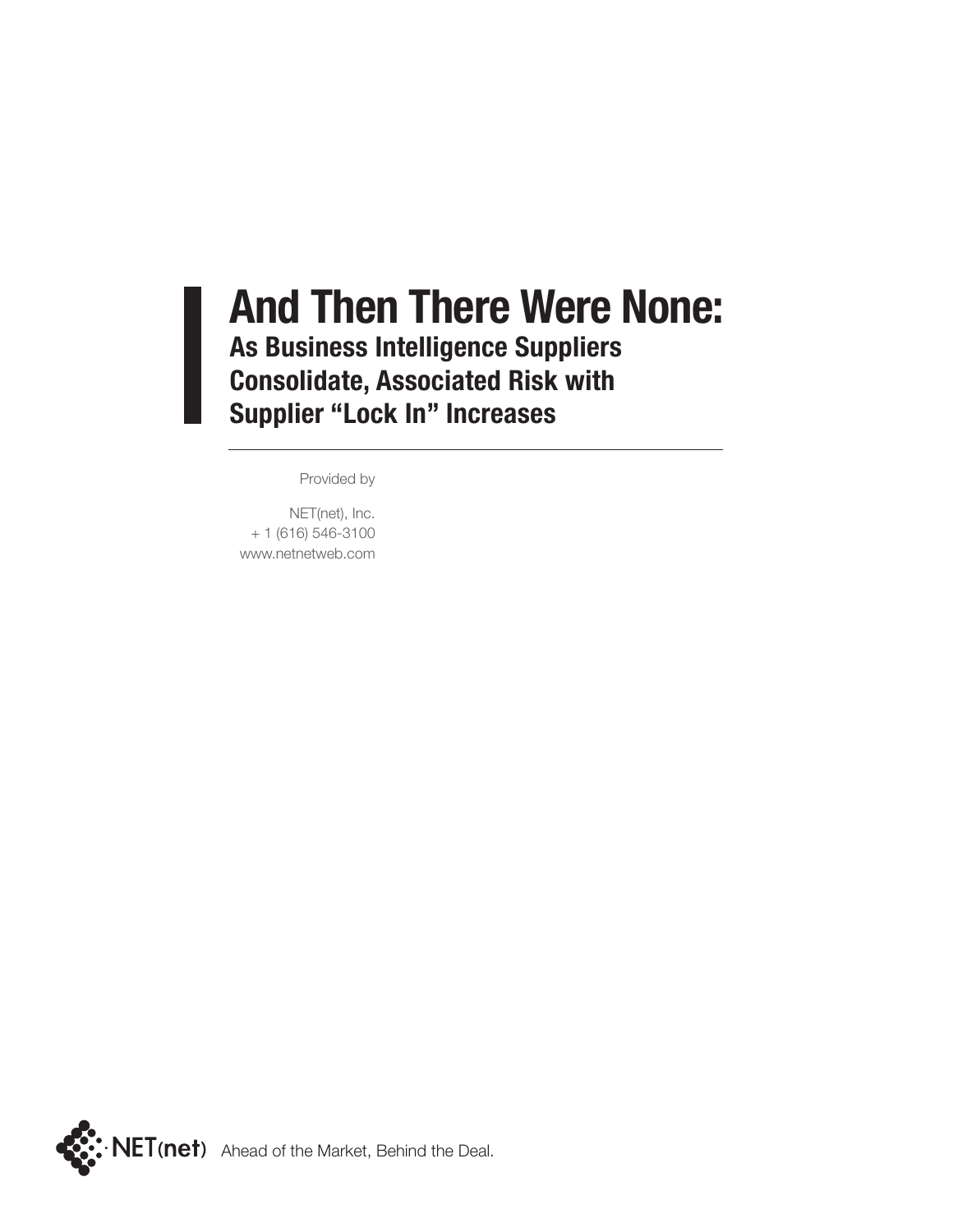# And Then There Were None:

## As Business Intelligence Suppliers Consolidate, Associated Risk with Supplier "Lock In" Increases

---

Provided by

NET(net), Inc.
+ 1 (616) 546-3100
www.netnetweb.com

NET(net) Ahead of the Market, Behind the Deal.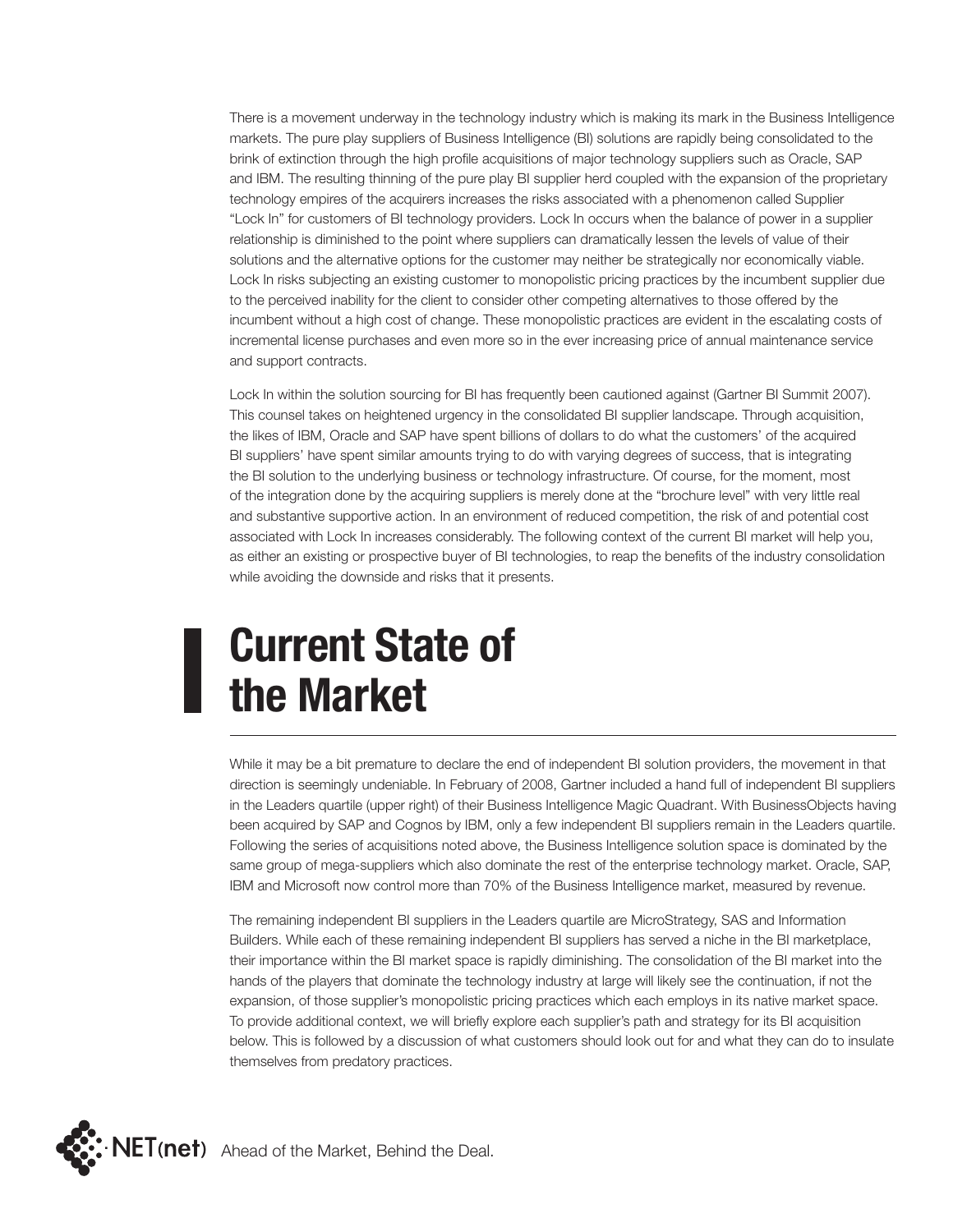There is a movement underway in the technology industry which is making its mark in the Business Intelligence markets. The pure play suppliers of Business Intelligence (BI) solutions are rapidly being consolidated to the brink of extinction through the high profile acquisitions of major technology suppliers such as Oracle, SAP and IBM. The resulting thinning of the pure play BI supplier herd coupled with the expansion of the proprietary technology empires of the acquirers increases the risks associated with a phenomenon called Supplier "Lock In" for customers of BI technology providers. Lock In occurs when the balance of power in a supplier relationship is diminished to the point where suppliers can dramatically lessen the levels of value of their solutions and the alternative options for the customer may neither be strategically nor economically viable. Lock In risks subjecting an existing customer to monopolistic pricing practices by the incumbent supplier due to the perceived inability for the client to consider other competing alternatives to those offered by the incumbent without a high cost of change. These monopolistic practices are evident in the escalating costs of incremental license purchases and even more so in the ever increasing price of annual maintenance service and support contracts.

Lock In within the solution sourcing for BI has frequently been cautioned against (Gartner BI Summit 2007). This counsel takes on heightened urgency in the consolidated BI supplier landscape. Through acquisition, the likes of IBM, Oracle and SAP have spent billions of dollars to do what the customers' of the acquired BI suppliers' have spent similar amounts trying to do with varying degrees of success, that is integrating the BI solution to the underlying business or technology infrastructure. Of course, for the moment, most of the integration done by the acquiring suppliers is merely done at the "brochure level" with very little real and substantive supportive action. In an environment of reduced competition, the risk of and potential cost associated with Lock In increases considerably. The following context of the current BI market will help you, as either an existing or prospective buyer of BI technologies, to reap the benefits of the industry consolidation while avoiding the downside and risks that it presents.

# Current State of the Market

While it may be a bit premature to declare the end of independent BI solution providers, the movement in that direction is seemingly undeniable. In February of 2008, Gartner included a hand full of independent BI suppliers in the Leaders quartile (upper right) of their Business Intelligence Magic Quadrant. With BusinessObjects having been acquired by SAP and Cognos by IBM, only a few independent BI suppliers remain in the Leaders quartile. Following the series of acquisitions noted above, the Business Intelligence solution space is dominated by the same group of mega-suppliers which also dominate the rest of the enterprise technology market. Oracle, SAP, IBM and Microsoft now control more than 70% of the Business Intelligence market, measured by revenue.

The remaining independent BI suppliers in the Leaders quartile are MicroStrategy, SAS and Information Builders. While each of these remaining independent BI suppliers has served a niche in the BI marketplace, their importance within the BI market space is rapidly diminishing. The consolidation of the BI market into the hands of the players that dominate the technology industry at large will likely see the continuation, if not the expansion, of those supplier's monopolistic pricing practices which each employs in its native market space. To provide additional context, we will briefly explore each supplier's path and strategy for its BI acquisition below. This is followed by a discussion of what customers should look out for and what they can do to insulate themselves from predatory practices.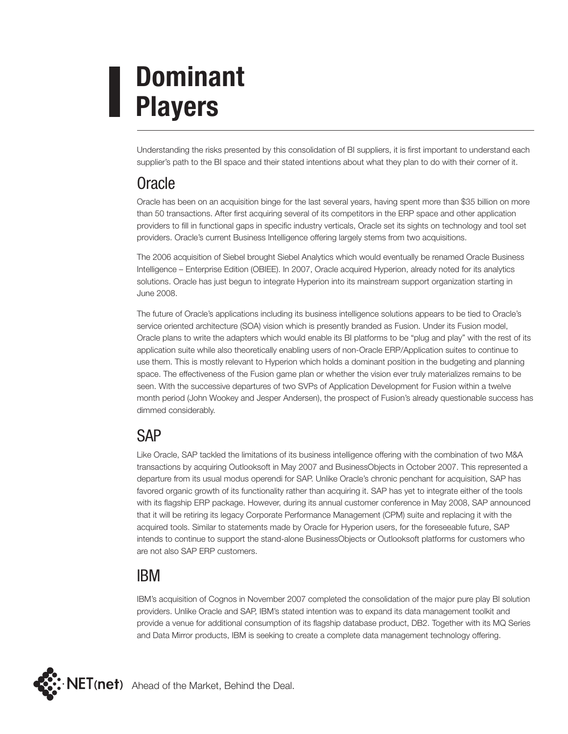# Dominant Players

Understanding the risks presented by this consolidation of BI suppliers, it is first important to understand each supplier's path to the BI space and their stated intentions about what they plan to do with their corner of it.

## Oracle

Oracle has been on an acquisition binge for the last several years, having spent more than $35 billion on more than 50 transactions. After first acquiring several of its competitors in the ERP space and other application providers to fill in functional gaps in specific industry verticals, Oracle set its sights on technology and tool set providers. Oracle's current Business Intelligence offering largely stems from two acquisitions.

The 2006 acquisition of Siebel brought Siebel Analytics which would eventually be renamed Oracle Business Intelligence – Enterprise Edition (OBIEE). In 2007, Oracle acquired Hyperion, already noted for its analytics solutions. Oracle has just begun to integrate Hyperion into its mainstream support organization starting in June 2008.

The future of Oracle's applications including its business intelligence solutions appears to be tied to Oracle's service oriented architecture (SOA) vision which is presently branded as Fusion. Under its Fusion model, Oracle plans to write the adapters which would enable its BI platforms to be "plug and play" with the rest of its application suite while also theoretically enabling users of non-Oracle ERP/Application suites to continue to use them. This is mostly relevant to Hyperion which holds a dominant position in the budgeting and planning space. The effectiveness of the Fusion game plan or whether the vision ever truly materializes remains to be seen. With the successive departures of two SVPs of Application Development for Fusion within a twelve month period (John Wookey and Jesper Andersen), the prospect of Fusion's already questionable success has dimmed considerably.

## SAP

Like Oracle, SAP tackled the limitations of its business intelligence offering with the combination of two M&A transactions by acquiring Outlooksoft in May 2007 and BusinessObjects in October 2007. This represented a departure from its usual modus operendi for SAP. Unlike Oracle's chronic penchant for acquisition, SAP has favored organic growth of its functionality rather than acquiring it. SAP has yet to integrate either of the tools with its flagship ERP package. However, during its annual customer conference in May 2008, SAP announced that it will be retiring its legacy Corporate Performance Management (CPM) suite and replacing it with the acquired tools. Similar to statements made by Oracle for Hyperion users, for the foreseeable future, SAP intends to continue to support the stand-alone BusinessObjects or Outlooksoft platforms for customers who are not also SAP ERP customers.

## IBM

IBM's acquisition of Cognos in November 2007 completed the consolidation of the major pure play BI solution providers. Unlike Oracle and SAP, IBM's stated intention was to expand its data management toolkit and provide a venue for additional consumption of its flagship database product, DB2. Together with its MQ Series and Data Mirror products, IBM is seeking to create a complete data management technology offering.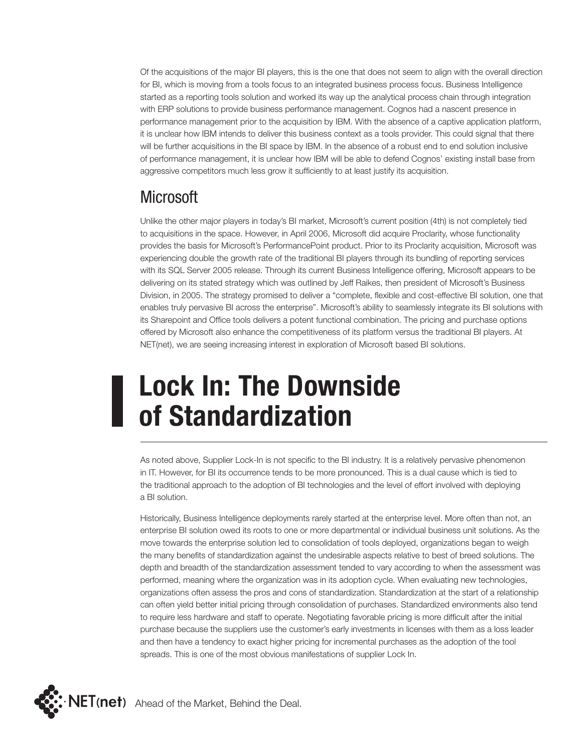Of the acquisitions of the major BI players, this is the one that does not seem to align with the overall direction for BI, which is moving from a tools focus to an integrated business process focus. Business Intelligence started as a reporting tools solution and worked its way up the analytical process chain through integration with ERP solutions to provide business performance management. Cognos had a nascent presence in performance management prior to the acquisition by IBM. With the absence of a captive application platform, it is unclear how IBM intends to deliver this business context as a tools provider. This could signal that there will be further acquisitions in the BI space by IBM. In the absence of a robust end to end solution inclusive of performance management, it is unclear how IBM will be able to defend Cognos' existing install base from aggressive competitors much less grow it sufficiently to at least justify its acquisition.

## Microsoft

Unlike the other major players in today's BI market, Microsoft's current position (4th) is not completely tied to acquisitions in the space. However, in April 2006, Microsoft did acquire Proclarity, whose functionality provides the basis for Microsoft's PerformancePoint product. Prior to its Proclarity acquisition, Microsoft was experiencing double the growth rate of the traditional BI players through its bundling of reporting services with its SQL Server 2005 release. Through its current Business Intelligence offering, Microsoft appears to be delivering on its stated strategy which was outlined by Jeff Raikes, then president of Microsoft's Business Division, in 2005. The strategy promised to deliver a "complete, flexible and cost-effective BI solution, one that enables truly pervasive BI across the enterprise". Microsoft's ability to seamlessly integrate its BI solutions with its Sharepoint and Office tools delivers a potent functional combination. The pricing and purchase options offered by Microsoft also enhance the competitiveness of its platform versus the traditional BI players. At NET(net), we are seeing increasing interest in exploration of Microsoft based BI solutions.

# Lock In: The Downside of Standardization

As noted above, Supplier Lock-In is not specific to the BI industry. It is a relatively pervasive phenomenon in IT. However, for BI its occurrence tends to be more pronounced. This is a dual cause which is tied to the traditional approach to the adoption of BI technologies and the level of effort involved with deploying a BI solution.

Historically, Business Intelligence deployments rarely started at the enterprise level. More often than not, an enterprise BI solution owed its roots to one or more departmental or individual business unit solutions. As the move towards the enterprise solution led to consolidation of tools deployed, organizations began to weigh the many benefits of standardization against the undesirable aspects relative to best of breed solutions. The depth and breadth of the standardization assessment tended to vary according to when the assessment was performed, meaning where the organization was in its adoption cycle. When evaluating new technologies, organizations often assess the pros and cons of standardization. Standardization at the start of a relationship can often yield better initial pricing through consolidation of purchases. Standardized environments also tend to require less hardware and staff to operate. Negotiating favorable pricing is more difficult after the initial purchase because the suppliers use the customer's early investments in licenses with them as a loss leader and then have a tendency to exact higher pricing for incremental purchases as the adoption of the tool spreads. This is one of the most obvious manifestations of supplier Lock In.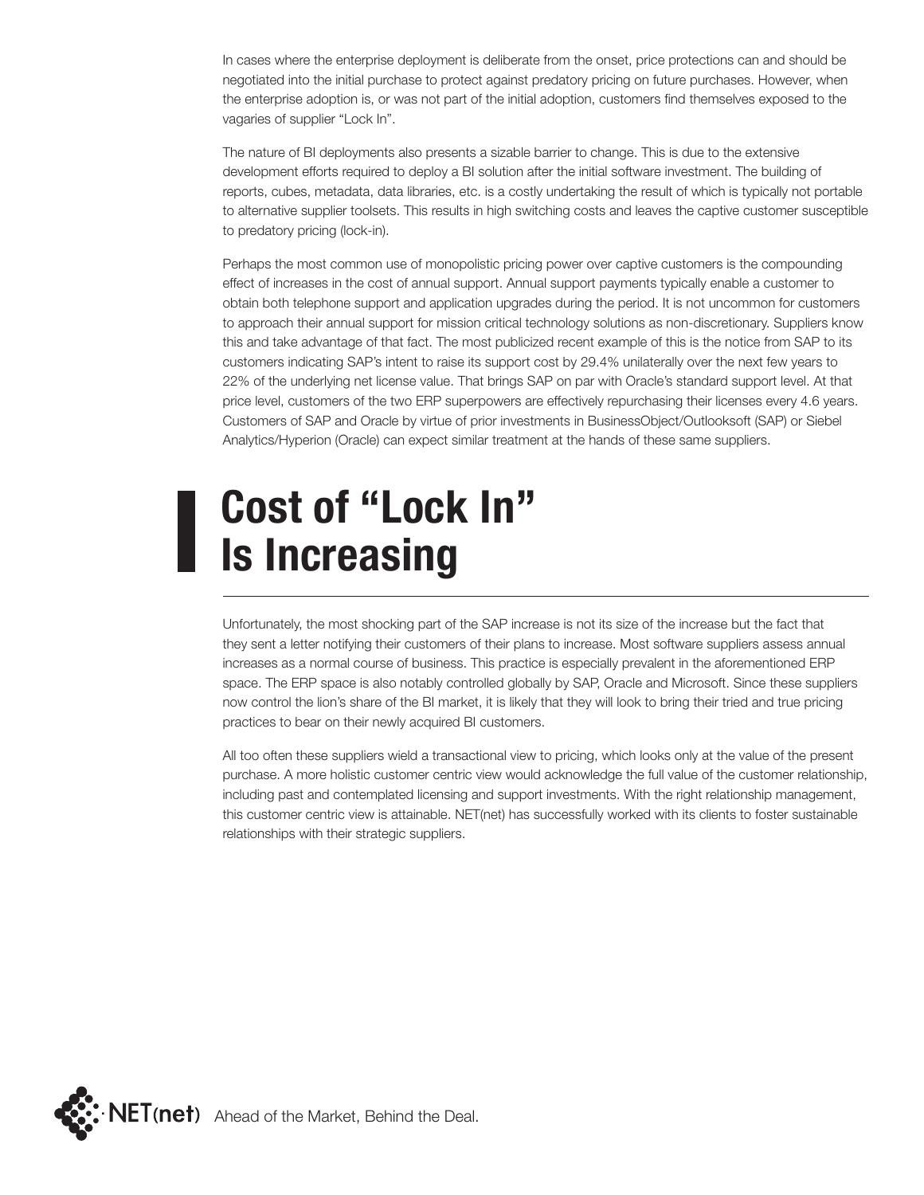In cases where the enterprise deployment is deliberate from the onset, price protections can and should be negotiated into the initial purchase to protect against predatory pricing on future purchases. However, when the enterprise adoption is, or was not part of the initial adoption, customers find themselves exposed to the vagaries of supplier "Lock In".

The nature of BI deployments also presents a sizable barrier to change. This is due to the extensive development efforts required to deploy a BI solution after the initial software investment. The building of reports, cubes, metadata, data libraries, etc. is a costly undertaking the result of which is typically not portable to alternative supplier toolsets. This results in high switching costs and leaves the captive customer susceptible to predatory pricing (lock-in).

Perhaps the most common use of monopolistic pricing power over captive customers is the compounding effect of increases in the cost of annual support. Annual support payments typically enable a customer to obtain both telephone support and application upgrades during the period. It is not uncommon for customers to approach their annual support for mission critical technology solutions as non-discretionary. Suppliers know this and take advantage of that fact. The most publicized recent example of this is the notice from SAP to its customers indicating SAP's intent to raise its support cost by 29.4% unilaterally over the next few years to 22% of the underlying net license value. That brings SAP on par with Oracle's standard support level. At that price level, customers of the two ERP superpowers are effectively repurchasing their licenses every 4.6 years. Customers of SAP and Oracle by virtue of prior investments in BusinessObject/Outlooksoft (SAP) or Siebel Analytics/Hyperion (Oracle) can expect similar treatment at the hands of these same suppliers.

# Cost of "Lock In" Is Increasing

Unfortunately, the most shocking part of the SAP increase is not its size of the increase but the fact that they sent a letter notifying their customers of their plans to increase. Most software suppliers assess annual increases as a normal course of business. This practice is especially prevalent in the aforementioned ERP space. The ERP space is also notably controlled globally by SAP, Oracle and Microsoft. Since these suppliers now control the lion's share of the BI market, it is likely that they will look to bring their tried and true pricing practices to bear on their newly acquired BI customers.

All too often these suppliers wield a transactional view to pricing, which looks only at the value of the present purchase. A more holistic customer centric view would acknowledge the full value of the customer relationship, including past and contemplated licensing and support investments. With the right relationship management, this customer centric view is attainable. NET(net) has successfully worked with its clients to foster sustainable relationships with their strategic suppliers.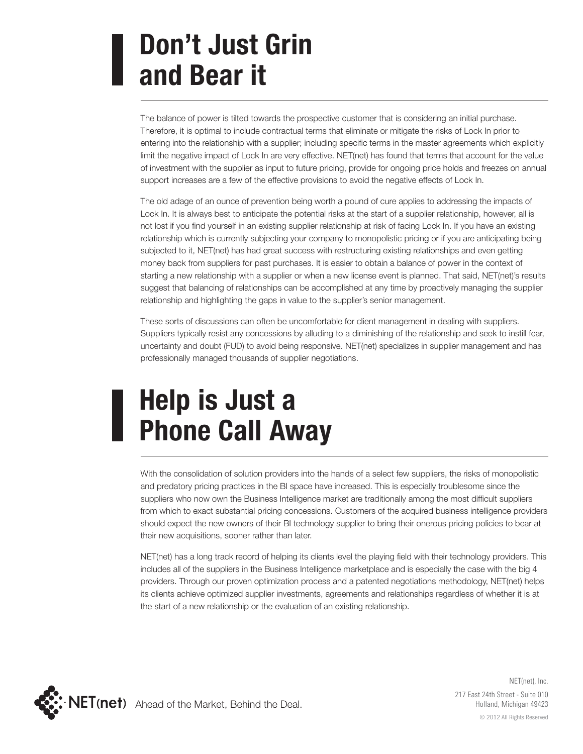# Don't Just Grin and Bear it

The balance of power is tilted towards the prospective customer that is considering an initial purchase. Therefore, it is optimal to include contractual terms that eliminate or mitigate the risks of Lock In prior to entering into the relationship with a supplier; including specific terms in the master agreements which explicitly limit the negative impact of Lock In are very effective. NET(net) has found that terms that account for the value of investment with the supplier as input to future pricing, provide for ongoing price holds and freezes on annual support increases are a few of the effective provisions to avoid the negative effects of Lock In.

The old adage of an ounce of prevention being worth a pound of cure applies to addressing the impacts of Lock In. It is always best to anticipate the potential risks at the start of a supplier relationship, however, all is not lost if you find yourself in an existing supplier relationship at risk of facing Lock In. If you have an existing relationship which is currently subjecting your company to monopolistic pricing or if you are anticipating being subjected to it, NET(net) has had great success with restructuring existing relationships and even getting money back from suppliers for past purchases. It is easier to obtain a balance of power in the context of starting a new relationship with a supplier or when a new license event is planned. That said, NET(net)'s results suggest that balancing of relationships can be accomplished at any time by proactively managing the supplier relationship and highlighting the gaps in value to the supplier's senior management.

These sorts of discussions can often be uncomfortable for client management in dealing with suppliers. Suppliers typically resist any concessions by alluding to a diminishing of the relationship and seek to instill fear, uncertainty and doubt (FUD) to avoid being responsive. NET(net) specializes in supplier management and has professionally managed thousands of supplier negotiations.

# Help is Just a Phone Call Away

With the consolidation of solution providers into the hands of a select few suppliers, the risks of monopolistic and predatory pricing practices in the BI space have increased. This is especially troublesome since the suppliers who now own the Business Intelligence market are traditionally among the most difficult suppliers from which to exact substantial pricing concessions. Customers of the acquired business intelligence providers should expect the new owners of their BI technology supplier to bring their onerous pricing policies to bear at their new acquisitions, sooner rather than later.

NET(net) has a long track record of helping its clients level the playing field with their technology providers. This includes all of the suppliers in the Business Intelligence marketplace and is especially the case with the big 4 providers. Through our proven optimization process and a patented negotiations methodology, NET(net) helps its clients achieve optimized supplier investments, agreements and relationships regardless of whether it is at the start of a new relationship or the evaluation of an existing relationship.

NET(net) Ahead of the Market, Behind the Deal.

NET(net), Inc.
217 East 24th Street - Suite 010
Holland, Michigan 49423

© 2012 All Rights Reserved